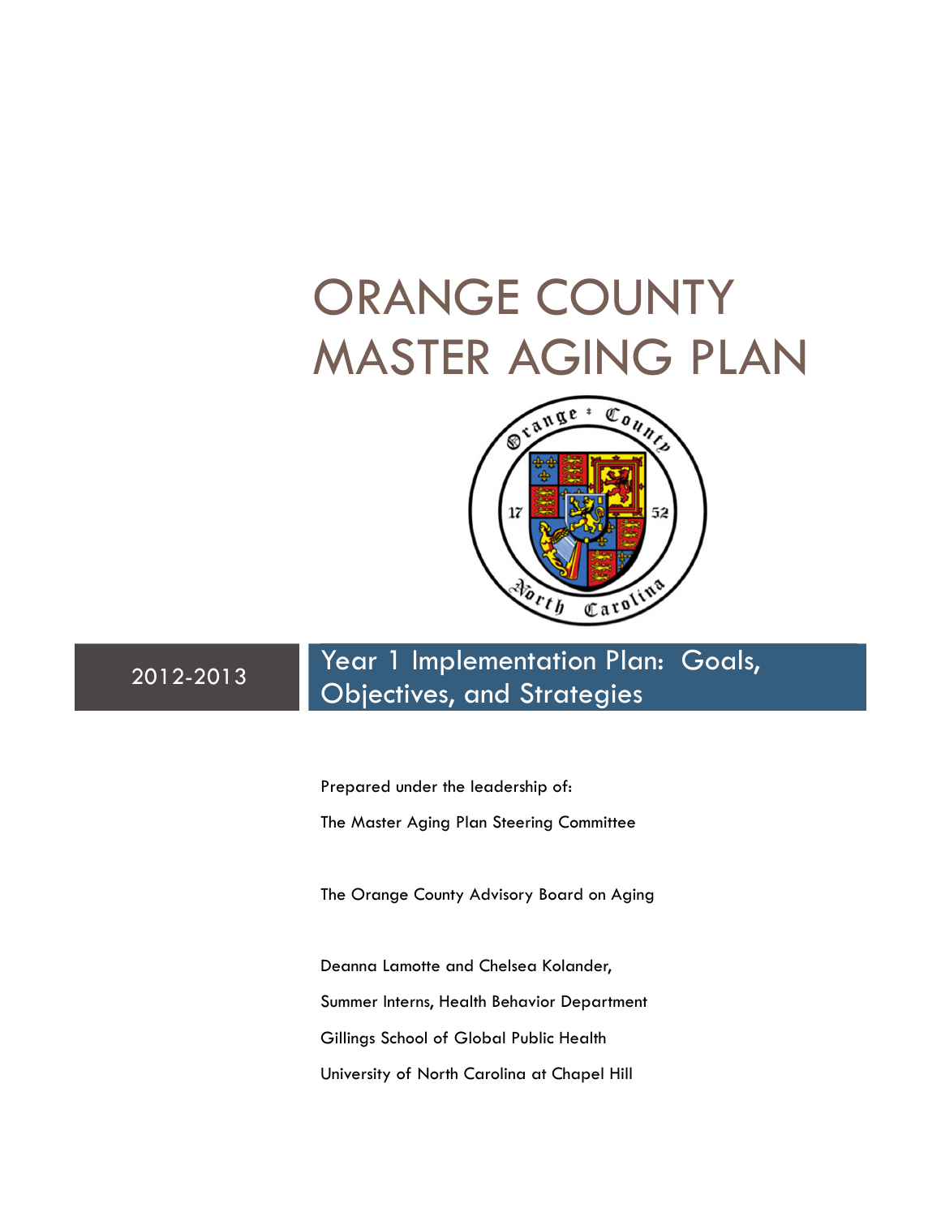# ORANGE COUNTY MASTER AGING PLAN

2012-2013

## Year 1 Implementation Plan: Goals, Objectives, and Strategies

Prepared under the leadership of:

The Master Aging Plan Steering Committee

The Orange County Advisory Board on Aging

Deanna Lamotte and Chelsea Kolander,

Summer Interns, Health Behavior Department

Gillings School of Global Public Health

University of North Carolina at Chapel Hill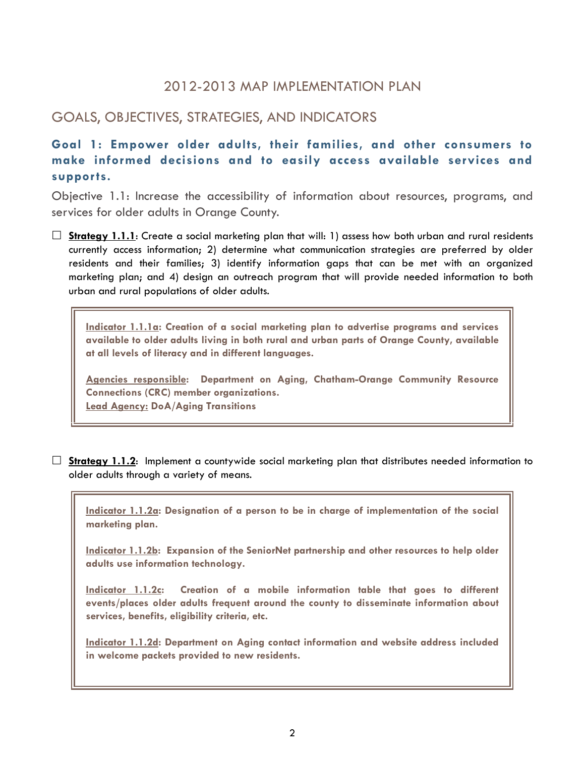# 2012-2013 MAP IMPLEMENTATION PLAN

## GOALS, OBJECTIVES, STRATEGIES, AND INDICATORS

### Goal 1: Empower older adults, their families, and other consumers to make informed decisions and to easily access available services and supports.

Objective 1.1: Increase the accessibility of information about resources, programs, and services for older adults in Orange County.

☐ **Strategy 1.1.1**: Create a social marketing plan that will: 1) assess how both urban and rural residents currently access information; 2) determine what communication strategies are preferred by older residents and their families; 3) identify information gaps that can be met with an organized marketing plan; and 4) design an outreach program that will provide needed information to both urban and rural populations of older adults.

> **Indicator 1.1.1a: Creation of a social marketing plan to advertise programs and services available to older adults living in both rural and urban parts of Orange County, available at all levels of literacy and in different languages.**
>
> **Agencies responsible: Department on Aging, Chatham-Orange Community Resource Connections (CRC) member organizations.**
> **Lead Agency: DoA/Aging Transitions**

☐ **Strategy 1.1.2**: Implement a countywide social marketing plan that distributes needed information to older adults through a variety of means.

> **Indicator 1.1.2a: Designation of a person to be in charge of implementation of the social marketing plan.**
>
> **Indicator 1.1.2b: Expansion of the SeniorNet partnership and other resources to help older adults use information technology.**
>
> **Indicator 1.1.2c: Creation of a mobile information table that goes to different events/places older adults frequent around the county to disseminate information about services, benefits, eligibility criteria, etc.**
>
> **Indicator 1.1.2d: Department on Aging contact information and website address included in welcome packets provided to new residents.**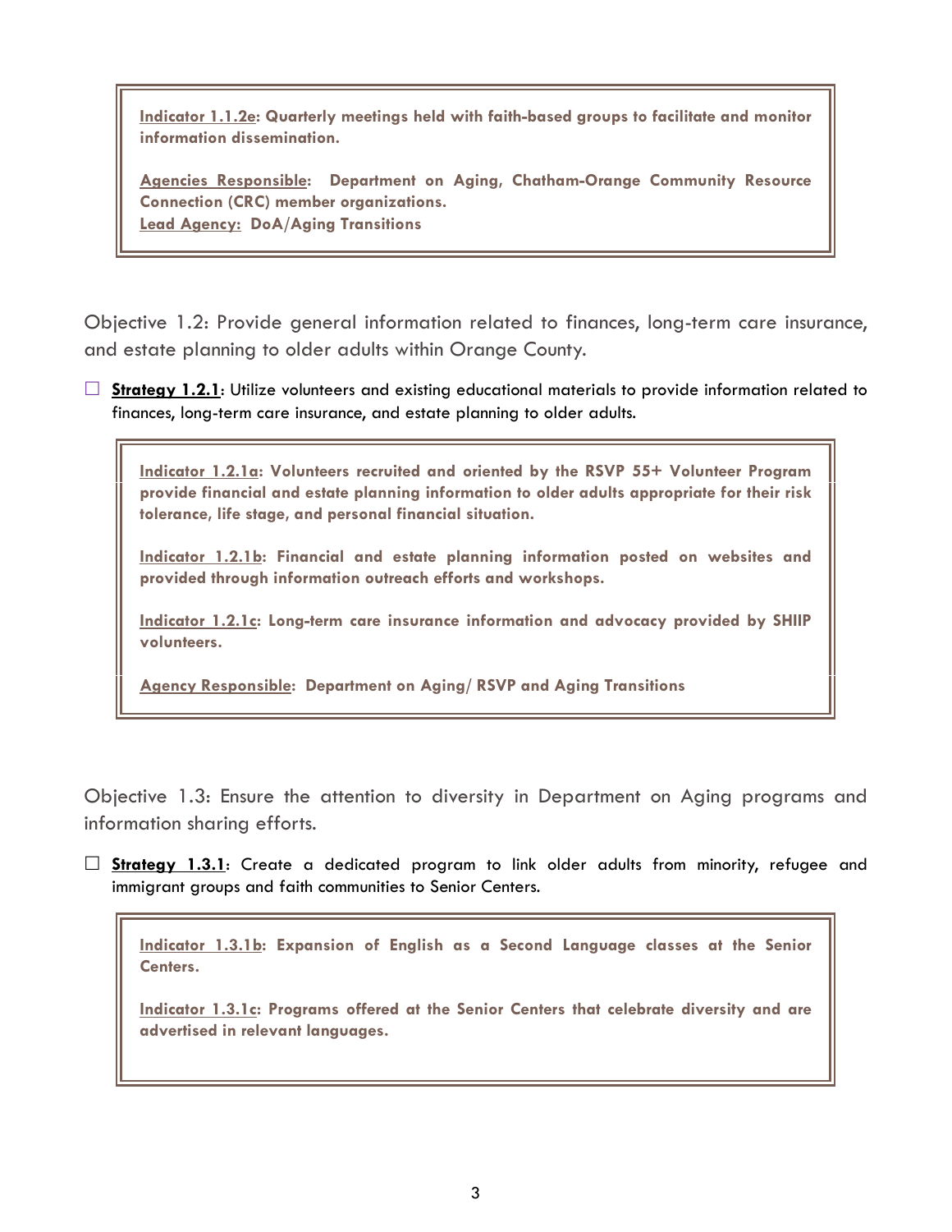**Indicator 1.1.2e: Quarterly meetings held with faith-based groups to facilitate and monitor information dissemination.**

**Agencies Responsible: Department on Aging, Chatham-Orange Community Resource Connection (CRC) member organizations.**
**Lead Agency: DoA/Aging Transitions**

Objective 1.2: Provide general information related to finances, long-term care insurance, and estate planning to older adults within Orange County.

- ☐ **Strategy 1.2.1**: Utilize volunteers and existing educational materials to provide information related to finances, long-term care insurance, and estate planning to older adults.

**Indicator 1.2.1a: Volunteers recruited and oriented by the RSVP 55+ Volunteer Program provide financial and estate planning information to older adults appropriate for their risk tolerance, life stage, and personal financial situation.**

**Indicator 1.2.1b: Financial and estate planning information posted on websites and provided through information outreach efforts and workshops.**

**Indicator 1.2.1c: Long-term care insurance information and advocacy provided by SHIIP volunteers.**

**Agency Responsible: Department on Aging/ RSVP and Aging Transitions**

Objective 1.3: Ensure the attention to diversity in Department on Aging programs and information sharing efforts.

- ☐ **Strategy 1.3.1**: Create a dedicated program to link older adults from minority, refugee and immigrant groups and faith communities to Senior Centers.

**Indicator 1.3.1b: Expansion of English as a Second Language classes at the Senior Centers.**

**Indicator 1.3.1c: Programs offered at the Senior Centers that celebrate diversity and are advertised in relevant languages.**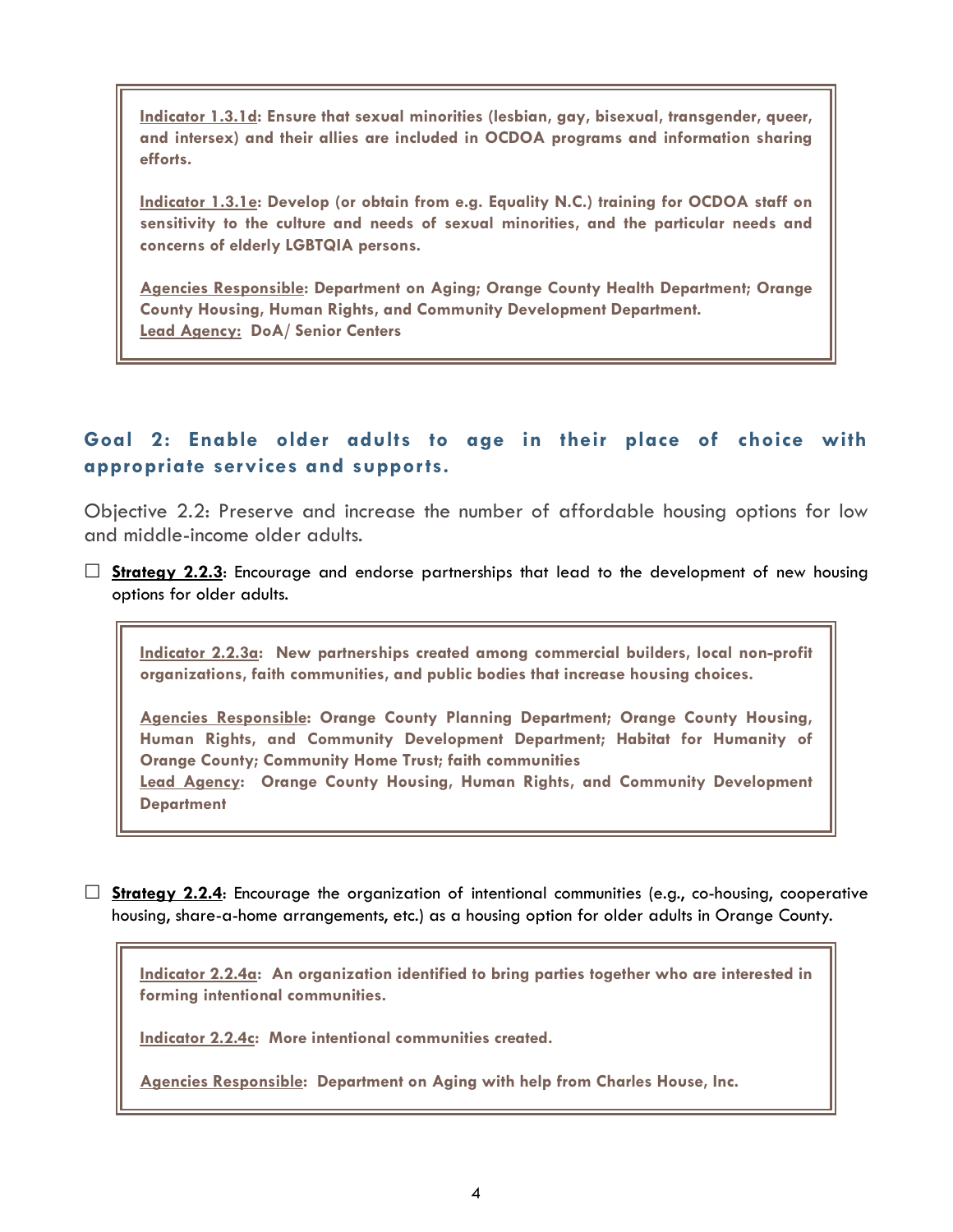**Indicator 1.3.1d: Ensure that sexual minorities (lesbian, gay, bisexual, transgender, queer, and intersex) and their allies are included in OCDOA programs and information sharing efforts.**

**Indicator 1.3.1e: Develop (or obtain from e.g. Equality N.C.) training for OCDOA staff on sensitivity to the culture and needs of sexual minorities, and the particular needs and concerns of elderly LGBTQIA persons.**

**Agencies Responsible: Department on Aging; Orange County Health Department; Orange County Housing, Human Rights, and Community Development Department.**
**Lead Agency: DoA/ Senior Centers**

## Goal 2: Enable older adults to age in their place of choice with appropriate services and supports.

Objective 2.2: Preserve and increase the number of affordable housing options for low and middle-income older adults.

☐ **Strategy 2.2.3**: Encourage and endorse partnerships that lead to the development of new housing options for older adults.

**Indicator 2.2.3a: New partnerships created among commercial builders, local non-profit organizations, faith communities, and public bodies that increase housing choices.**

**Agencies Responsible: Orange County Planning Department; Orange County Housing, Human Rights, and Community Development Department; Habitat for Humanity of Orange County; Community Home Trust; faith communities**
**Lead Agency: Orange County Housing, Human Rights, and Community Development Department**

☐ **Strategy 2.2.4**: Encourage the organization of intentional communities (e.g., co-housing, cooperative housing, share-a-home arrangements, etc.) as a housing option for older adults in Orange County.

**Indicator 2.2.4a: An organization identified to bring parties together who are interested in forming intentional communities.**

**Indicator 2.2.4c: More intentional communities created.**

**Agencies Responsible: Department on Aging with help from Charles House, Inc.**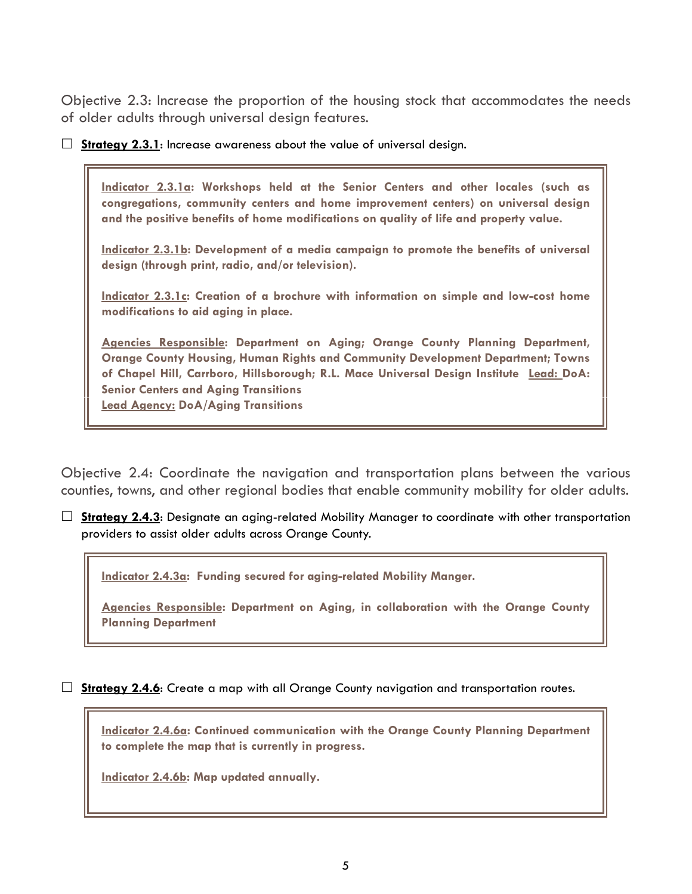Objective 2.3: Increase the proportion of the housing stock that accommodates the needs of older adults through universal design features.

☐ **Strategy 2.3.1**: Increase awareness about the value of universal design.

> **Indicator 2.3.1a: Workshops held at the Senior Centers and other locales (such as congregations, community centers and home improvement centers) on universal design and the positive benefits of home modifications on quality of life and property value.**
>
> **Indicator 2.3.1b: Development of a media campaign to promote the benefits of universal design (through print, radio, and/or television).**
>
> **Indicator 2.3.1c: Creation of a brochure with information on simple and low-cost home modifications to aid aging in place.**
>
> **Agencies Responsible: Department on Aging; Orange County Planning Department, Orange County Housing, Human Rights and Community Development Department; Towns of Chapel Hill, Carrboro, Hillsborough; R.L. Mace Universal Design Institute Lead: DoA: Senior Centers and Aging Transitions**
> **Lead Agency: DoA/Aging Transitions**

Objective 2.4: Coordinate the navigation and transportation plans between the various counties, towns, and other regional bodies that enable community mobility for older adults.

☐ **Strategy 2.4.3**: Designate an aging-related Mobility Manager to coordinate with other transportation providers to assist older adults across Orange County.

> **Indicator 2.4.3a: Funding secured for aging-related Mobility Manger.**
>
> **Agencies Responsible: Department on Aging, in collaboration with the Orange County Planning Department**

☐ **Strategy 2.4.6**: Create a map with all Orange County navigation and transportation routes.

> **Indicator 2.4.6a: Continued communication with the Orange County Planning Department to complete the map that is currently in progress.**
>
> **Indicator 2.4.6b: Map updated annually.**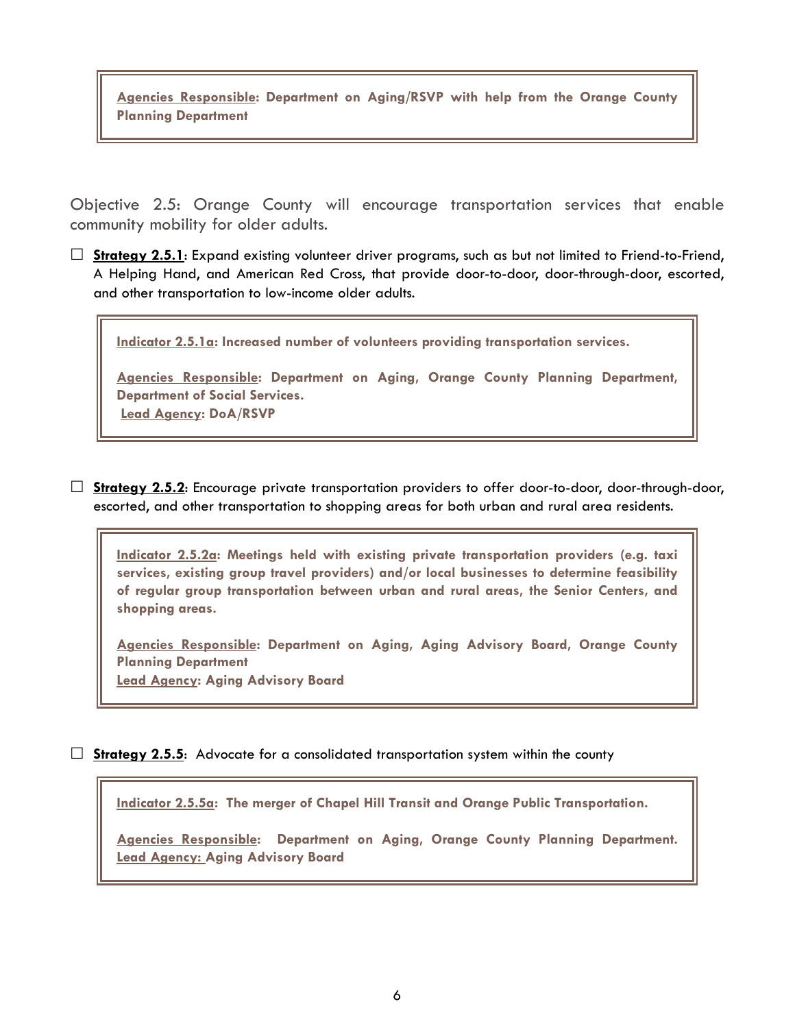> **Agencies Responsible: Department on Aging/RSVP with help from the Orange County Planning Department**

Objective 2.5: Orange County will encourage transportation services that enable community mobility for older adults.

☐ **Strategy 2.5.1**: Expand existing volunteer driver programs, such as but not limited to Friend-to-Friend, A Helping Hand, and American Red Cross, that provide door-to-door, door-through-door, escorted, and other transportation to low-income older adults.

> **Indicator 2.5.1a: Increased number of volunteers providing transportation services.**
>
> **Agencies Responsible: Department on Aging, Orange County Planning Department, Department of Social Services.**
> **Lead Agency: DoA/RSVP**

☐ **Strategy 2.5.2**: Encourage private transportation providers to offer door-to-door, door-through-door, escorted, and other transportation to shopping areas for both urban and rural area residents.

> **Indicator 2.5.2a: Meetings held with existing private transportation providers (e.g. taxi services, existing group travel providers) and/or local businesses to determine feasibility of regular group transportation between urban and rural areas, the Senior Centers, and shopping areas.**
>
> **Agencies Responsible: Department on Aging, Aging Advisory Board, Orange County Planning Department**
> **Lead Agency: Aging Advisory Board**

☐ **Strategy 2.5.5**: Advocate for a consolidated transportation system within the county

> **Indicator 2.5.5a: The merger of Chapel Hill Transit and Orange Public Transportation.**
>
> **Agencies Responsible: Department on Aging, Orange County Planning Department.**
> **Lead Agency: Aging Advisory Board**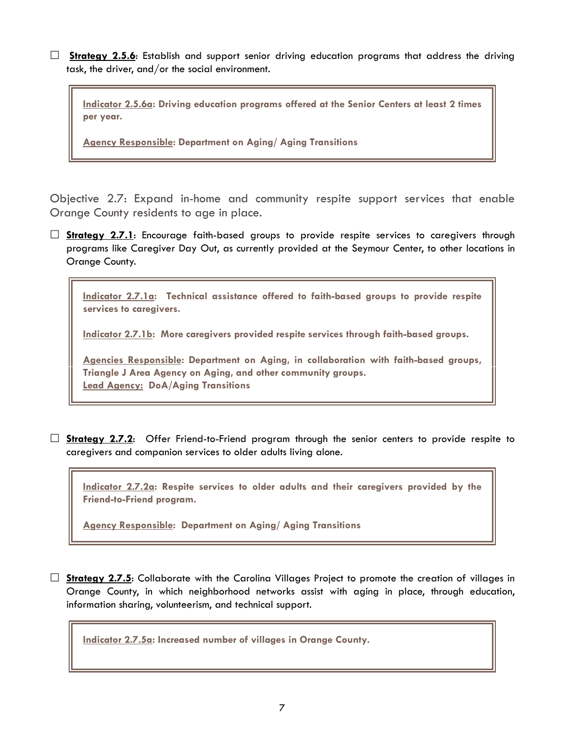☐ **Strategy 2.5.6**: Establish and support senior driving education programs that address the driving task, the driver, and/or the social environment.

> **Indicator 2.5.6a: Driving education programs offered at the Senior Centers at least 2 times per year.**
>
> **Agency Responsible: Department on Aging/ Aging Transitions**

## Objective 2.7: Expand in-home and community respite support services that enable Orange County residents to age in place.

☐ **Strategy 2.7.1**: Encourage faith-based groups to provide respite services to caregivers through programs like Caregiver Day Out, as currently provided at the Seymour Center, to other locations in Orange County.

> **Indicator 2.7.1a: Technical assistance offered to faith-based groups to provide respite services to caregivers.**
>
> **Indicator 2.7.1b: More caregivers provided respite services through faith-based groups.**
>
> **Agencies Responsible: Department on Aging, in collaboration with faith-based groups, Triangle J Area Agency on Aging, and other community groups.**
> **Lead Agency: DoA/Aging Transitions**

☐ **Strategy 2.7.2**: Offer Friend-to-Friend program through the senior centers to provide respite to caregivers and companion services to older adults living alone.

> **Indicator 2.7.2a: Respite services to older adults and their caregivers provided by the Friend-to-Friend program.**
>
> **Agency Responsible: Department on Aging/ Aging Transitions**

☐ **Strategy 2.7.5**: Collaborate with the Carolina Villages Project to promote the creation of villages in Orange County, in which neighborhood networks assist with aging in place, through education, information sharing, volunteerism, and technical support.

> **Indicator 2.7.5a: Increased number of villages in Orange County.**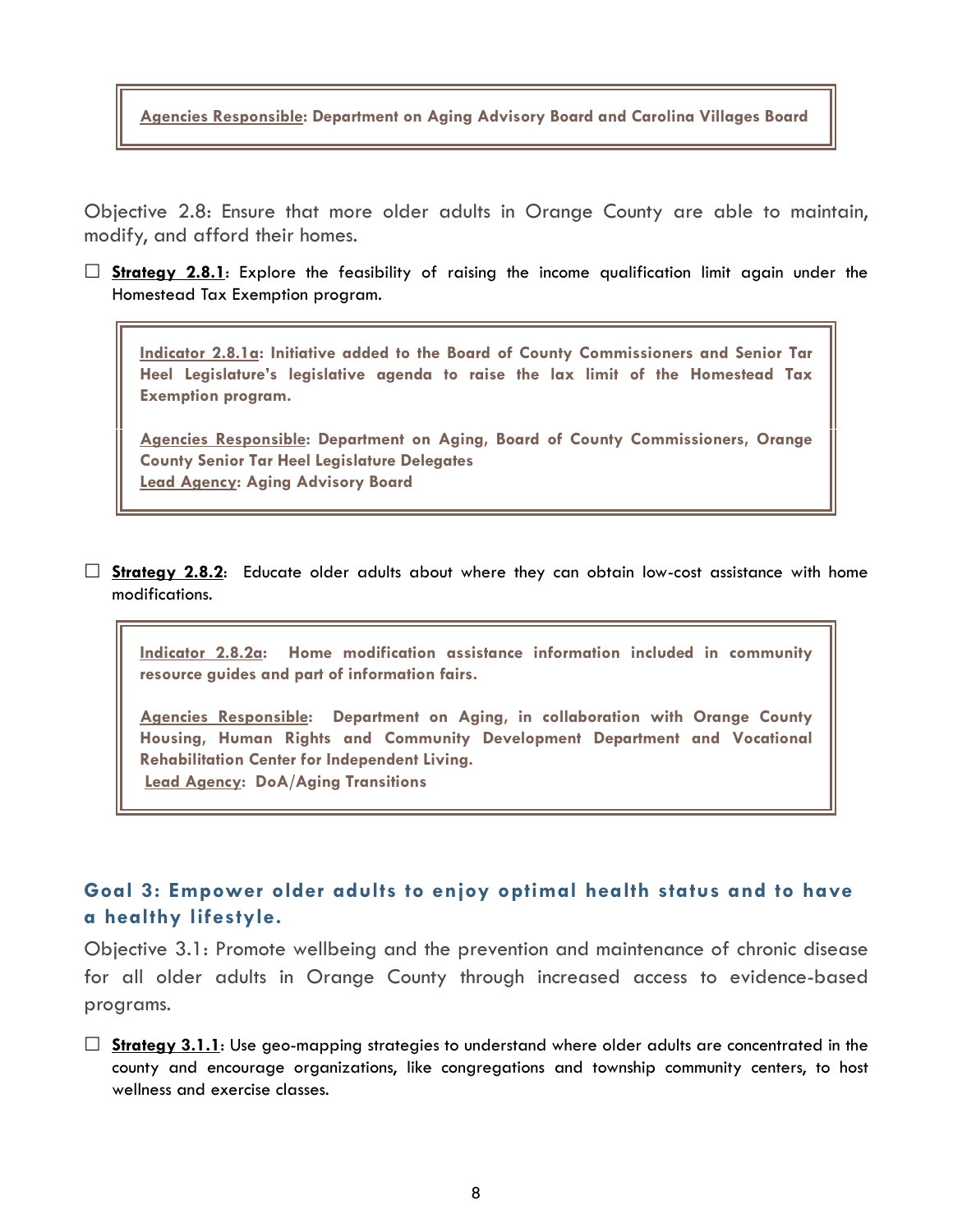**Agencies Responsible: Department on Aging Advisory Board and Carolina Villages Board**

Objective 2.8: Ensure that more older adults in Orange County are able to maintain, modify, and afford their homes.

☐ **Strategy 2.8.1**: Explore the feasibility of raising the income qualification limit again under the Homestead Tax Exemption program.

> **Indicator 2.8.1a: Initiative added to the Board of County Commissioners and Senior Tar Heel Legislature's legislative agenda to raise the lax limit of the Homestead Tax Exemption program.**
>
> **Agencies Responsible: Department on Aging, Board of County Commissioners, Orange County Senior Tar Heel Legislature Delegates**
> **Lead Agency: Aging Advisory Board**

☐ **Strategy 2.8.2**: Educate older adults about where they can obtain low-cost assistance with home modifications.

> **Indicator 2.8.2a: Home modification assistance information included in community resource guides and part of information fairs.**
>
> **Agencies Responsible: Department on Aging, in collaboration with Orange County Housing, Human Rights and Community Development Department and Vocational Rehabilitation Center for Independent Living.**
> **Lead Agency: DoA/Aging Transitions**

## Goal 3: Empower older adults to enjoy optimal health status and to have a healthy lifestyle.

Objective 3.1: Promote wellbeing and the prevention and maintenance of chronic disease for all older adults in Orange County through increased access to evidence-based programs.

☐ **Strategy 3.1.1**: Use geo-mapping strategies to understand where older adults are concentrated in the county and encourage organizations, like congregations and township community centers, to host wellness and exercise classes.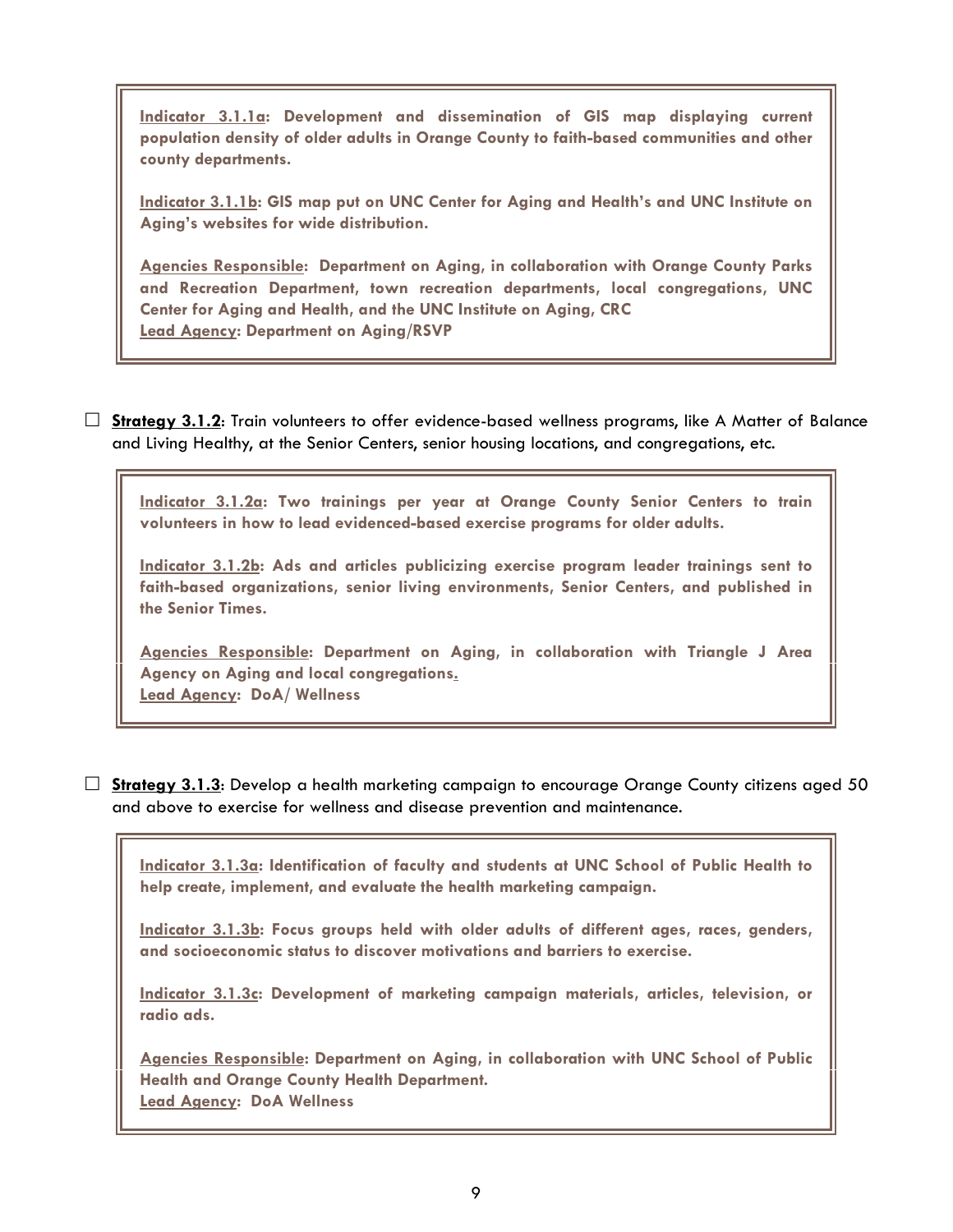**Indicator 3.1.1a: Development and dissemination of GIS map displaying current population density of older adults in Orange County to faith-based communities and other county departments.**

**Indicator 3.1.1b: GIS map put on UNC Center for Aging and Health's and UNC Institute on Aging's websites for wide distribution.**

**Agencies Responsible: Department on Aging, in collaboration with Orange County Parks and Recreation Department, town recreation departments, local congregations, UNC Center for Aging and Health, and the UNC Institute on Aging, CRC**
**Lead Agency: Department on Aging/RSVP**

- ☐ **Strategy 3.1.2**: Train volunteers to offer evidence-based wellness programs, like A Matter of Balance and Living Healthy, at the Senior Centers, senior housing locations, and congregations, etc.

**Indicator 3.1.2a: Two trainings per year at Orange County Senior Centers to train volunteers in how to lead evidenced-based exercise programs for older adults.**

**Indicator 3.1.2b: Ads and articles publicizing exercise program leader trainings sent to faith-based organizations, senior living environments, Senior Centers, and published in the Senior Times.**

**Agencies Responsible: Department on Aging, in collaboration with Triangle J Area Agency on Aging and local congregations.**
**Lead Agency: DoA/ Wellness**

- ☐ **Strategy 3.1.3**: Develop a health marketing campaign to encourage Orange County citizens aged 50 and above to exercise for wellness and disease prevention and maintenance.

**Indicator 3.1.3a: Identification of faculty and students at UNC School of Public Health to help create, implement, and evaluate the health marketing campaign.**

**Indicator 3.1.3b: Focus groups held with older adults of different ages, races, genders, and socioeconomic status to discover motivations and barriers to exercise.**

**Indicator 3.1.3c: Development of marketing campaign materials, articles, television, or radio ads.**

**Agencies Responsible: Department on Aging, in collaboration with UNC School of Public Health and Orange County Health Department.**
**Lead Agency: DoA Wellness**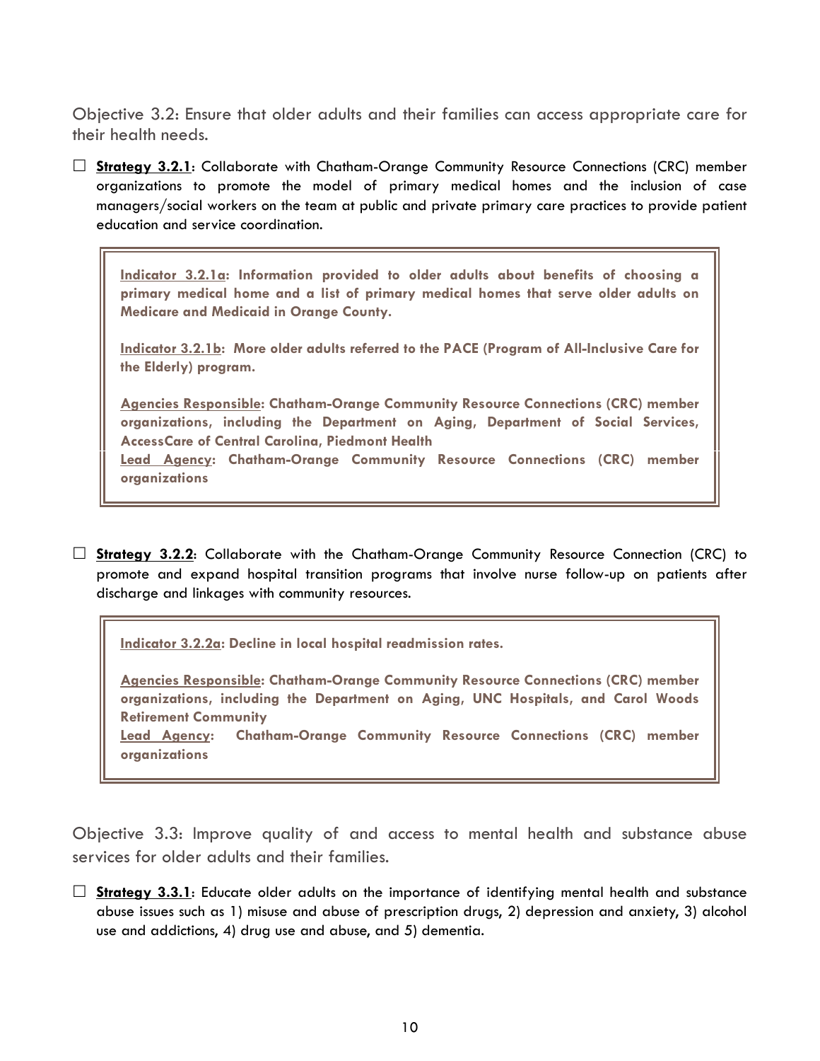## Objective 3.2: Ensure that older adults and their families can access appropriate care for their health needs.

☐ **Strategy 3.2.1**: Collaborate with Chatham-Orange Community Resource Connections (CRC) member organizations to promote the model of primary medical homes and the inclusion of case managers/social workers on the team at public and private primary care practices to provide patient education and service coordination.

> **Indicator 3.2.1a: Information provided to older adults about benefits of choosing a primary medical home and a list of primary medical homes that serve older adults on Medicare and Medicaid in Orange County.**
>
> **Indicator 3.2.1b: More older adults referred to the PACE (Program of All-Inclusive Care for the Elderly) program.**
>
> **Agencies Responsible: Chatham-Orange Community Resource Connections (CRC) member organizations, including the Department on Aging, Department of Social Services, AccessCare of Central Carolina, Piedmont Health**
> **Lead Agency: Chatham-Orange Community Resource Connections (CRC) member organizations**

☐ **Strategy 3.2.2**: Collaborate with the Chatham-Orange Community Resource Connection (CRC) to promote and expand hospital transition programs that involve nurse follow-up on patients after discharge and linkages with community resources.

> **Indicator 3.2.2a: Decline in local hospital readmission rates.**
>
> **Agencies Responsible: Chatham-Orange Community Resource Connections (CRC) member organizations, including the Department on Aging, UNC Hospitals, and Carol Woods Retirement Community**
> **Lead Agency: Chatham-Orange Community Resource Connections (CRC) member organizations**

## Objective 3.3: Improve quality of and access to mental health and substance abuse services for older adults and their families.

☐ **Strategy 3.3.1**: Educate older adults on the importance of identifying mental health and substance abuse issues such as 1) misuse and abuse of prescription drugs, 2) depression and anxiety, 3) alcohol use and addictions, 4) drug use and abuse, and 5) dementia.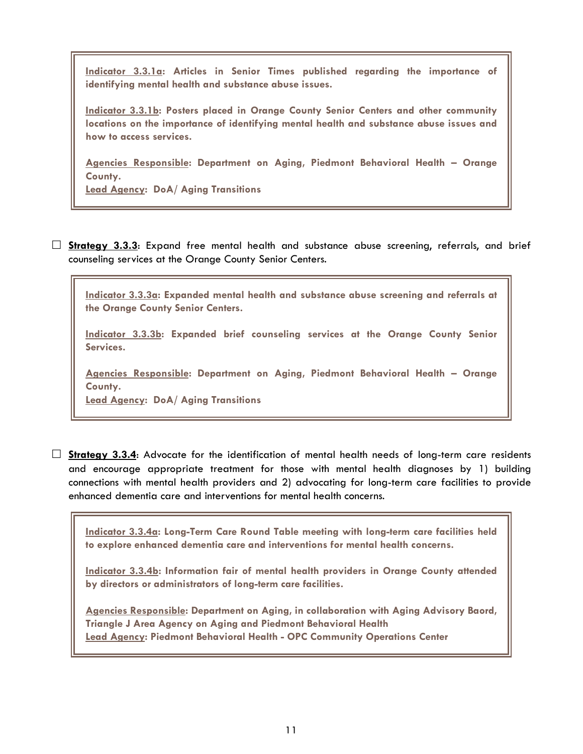**Indicator 3.3.1a: Articles in Senior Times published regarding the importance of identifying mental health and substance abuse issues.**

**Indicator 3.3.1b: Posters placed in Orange County Senior Centers and other community locations on the importance of identifying mental health and substance abuse issues and how to access services.**

**Agencies Responsible: Department on Aging, Piedmont Behavioral Health – Orange County.**
**Lead Agency: DoA/ Aging Transitions**

☐ **Strategy 3.3.3**: Expand free mental health and substance abuse screening, referrals, and brief counseling services at the Orange County Senior Centers.

**Indicator 3.3.3a: Expanded mental health and substance abuse screening and referrals at the Orange County Senior Centers.**

**Indicator 3.3.3b: Expanded brief counseling services at the Orange County Senior Services.**

**Agencies Responsible: Department on Aging, Piedmont Behavioral Health – Orange County.**
**Lead Agency: DoA/ Aging Transitions**

☐ **Strategy 3.3.4**: Advocate for the identification of mental health needs of long-term care residents and encourage appropriate treatment for those with mental health diagnoses by 1) building connections with mental health providers and 2) advocating for long-term care facilities to provide enhanced dementia care and interventions for mental health concerns.

**Indicator 3.3.4a: Long-Term Care Round Table meeting with long-term care facilities held to explore enhanced dementia care and interventions for mental health concerns.**

**Indicator 3.3.4b: Information fair of mental health providers in Orange County attended by directors or administrators of long-term care facilities.**

**Agencies Responsible: Department on Aging, in collaboration with Aging Advisory Baord, Triangle J Area Agency on Aging and Piedmont Behavioral Health**
**Lead Agency: Piedmont Behavioral Health - OPC Community Operations Center**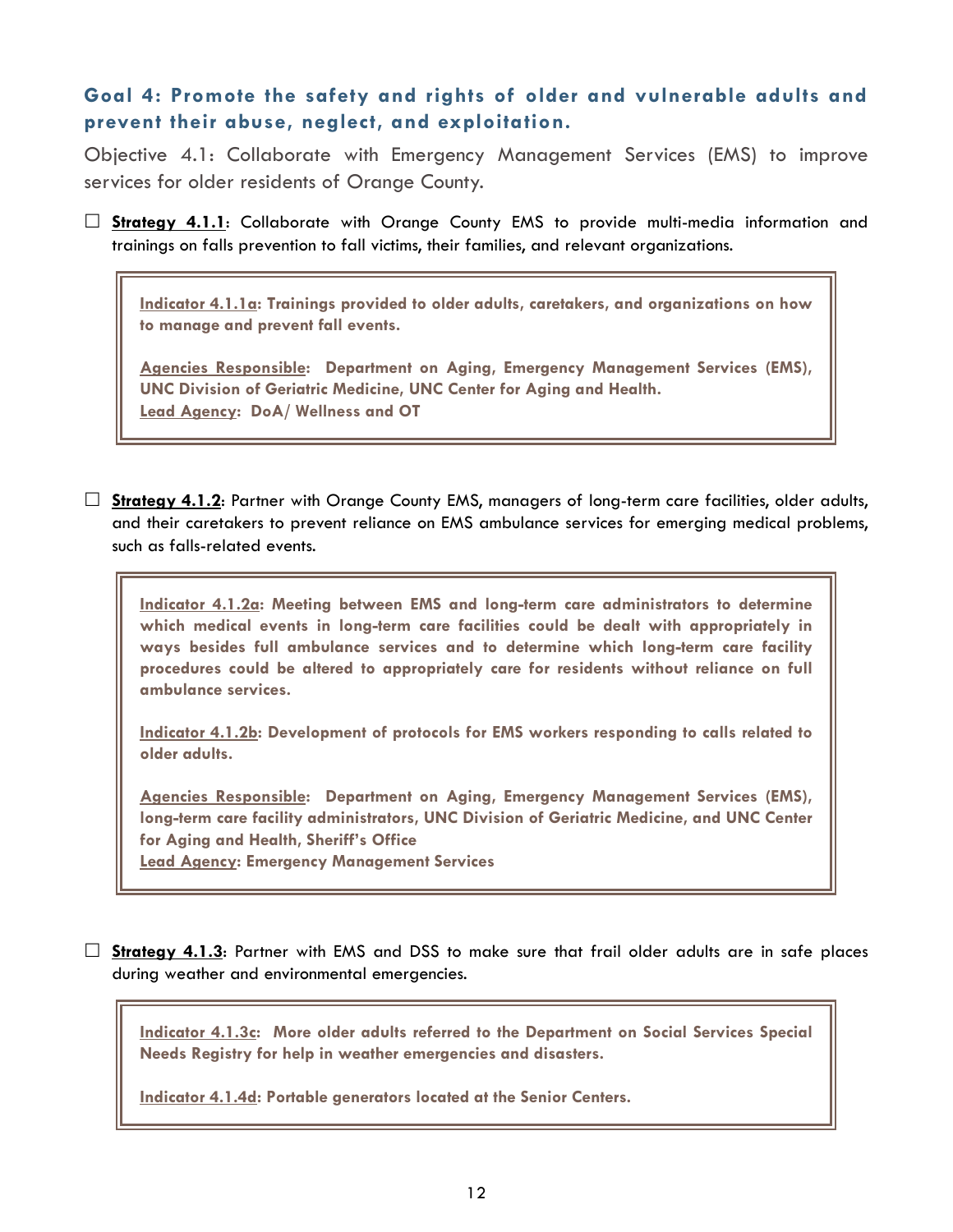## Goal 4: Promote the safety and rights of older and vulnerable adults and prevent their abuse, neglect, and exploitation.

Objective 4.1: Collaborate with Emergency Management Services (EMS) to improve services for older residents of Orange County.

☐ **Strategy 4.1.1**: Collaborate with Orange County EMS to provide multi-media information and trainings on falls prevention to fall victims, their families, and relevant organizations.

> **Indicator 4.1.1a: Trainings provided to older adults, caretakers, and organizations on how to manage and prevent fall events.**
>
> **Agencies Responsible: Department on Aging, Emergency Management Services (EMS), UNC Division of Geriatric Medicine, UNC Center for Aging and Health.**
> **Lead Agency: DoA/ Wellness and OT**

☐ **Strategy 4.1.2**: Partner with Orange County EMS, managers of long-term care facilities, older adults, and their caretakers to prevent reliance on EMS ambulance services for emerging medical problems, such as falls-related events.

> **Indicator 4.1.2a: Meeting between EMS and long-term care administrators to determine which medical events in long-term care facilities could be dealt with appropriately in ways besides full ambulance services and to determine which long-term care facility procedures could be altered to appropriately care for residents without reliance on full ambulance services.**
>
> **Indicator 4.1.2b: Development of protocols for EMS workers responding to calls related to older adults.**
>
> **Agencies Responsible: Department on Aging, Emergency Management Services (EMS), long-term care facility administrators, UNC Division of Geriatric Medicine, and UNC Center for Aging and Health, Sheriff's Office**
> **Lead Agency: Emergency Management Services**

☐ **Strategy 4.1.3**: Partner with EMS and DSS to make sure that frail older adults are in safe places during weather and environmental emergencies.

> **Indicator 4.1.3c: More older adults referred to the Department on Social Services Special Needs Registry for help in weather emergencies and disasters.**
>
> **Indicator 4.1.4d: Portable generators located at the Senior Centers.**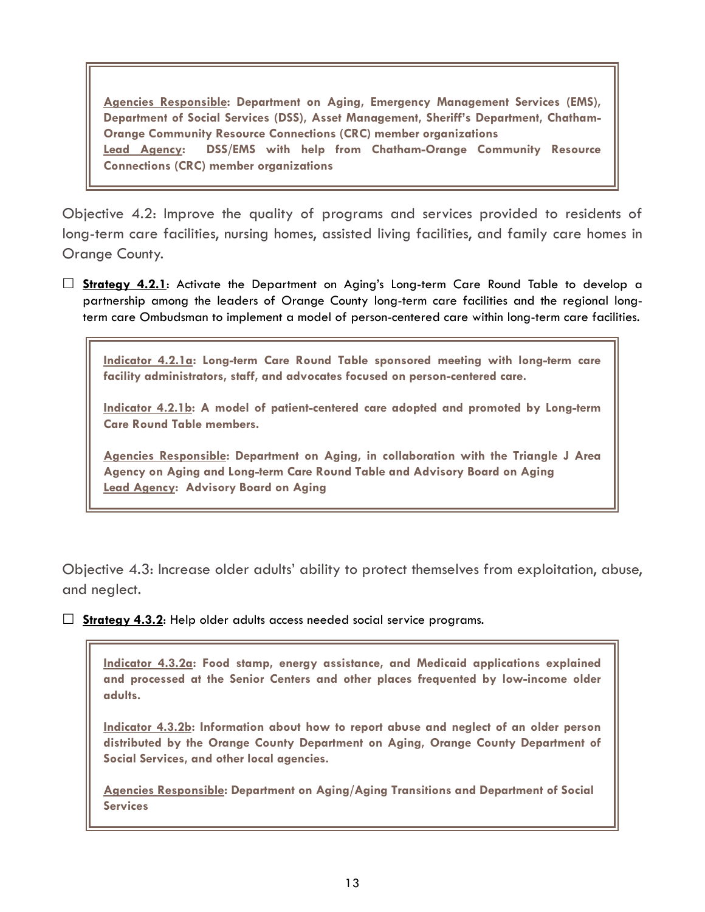**Agencies Responsible: Department on Aging, Emergency Management Services (EMS), Department of Social Services (DSS), Asset Management, Sheriff's Department, Chatham-Orange Community Resource Connections (CRC) member organizations**
**Lead Agency: DSS/EMS with help from Chatham-Orange Community Resource Connections (CRC) member organizations**

Objective 4.2: Improve the quality of programs and services provided to residents of long-term care facilities, nursing homes, assisted living facilities, and family care homes in Orange County.

☐ **Strategy 4.2.1**: Activate the Department on Aging's Long-term Care Round Table to develop a partnership among the leaders of Orange County long-term care facilities and the regional long-term care Ombudsman to implement a model of person-centered care within long-term care facilities.

**Indicator 4.2.1a: Long-term Care Round Table sponsored meeting with long-term care facility administrators, staff, and advocates focused on person-centered care.**

**Indicator 4.2.1b: A model of patient-centered care adopted and promoted by Long-term Care Round Table members.**

**Agencies Responsible: Department on Aging, in collaboration with the Triangle J Area Agency on Aging and Long-term Care Round Table and Advisory Board on Aging**
**Lead Agency: Advisory Board on Aging**

Objective 4.3: Increase older adults' ability to protect themselves from exploitation, abuse, and neglect.

☐ **Strategy 4.3.2**: Help older adults access needed social service programs.

**Indicator 4.3.2a: Food stamp, energy assistance, and Medicaid applications explained and processed at the Senior Centers and other places frequented by low-income older adults.**

**Indicator 4.3.2b: Information about how to report abuse and neglect of an older person distributed by the Orange County Department on Aging, Orange County Department of Social Services, and other local agencies.**

**Agencies Responsible: Department on Aging/Aging Transitions and Department of Social Services**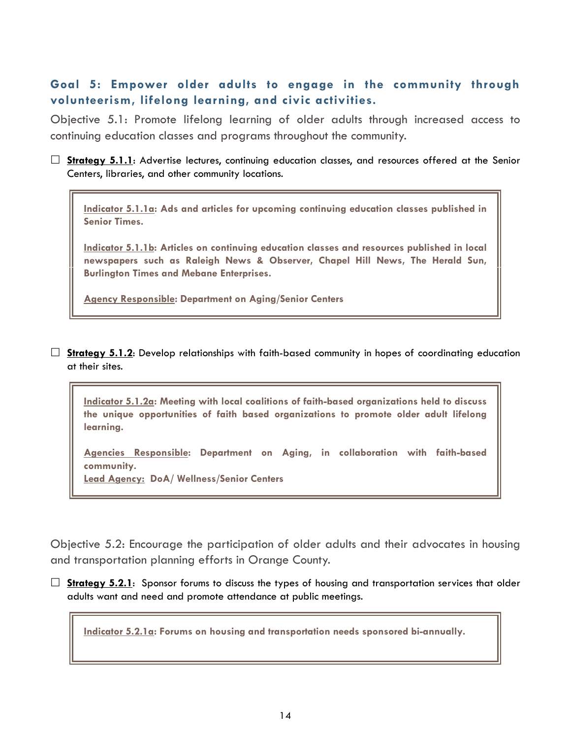## Goal 5: Empower older adults to engage in the community through volunteerism, lifelong learning, and civic activities.

Objective 5.1: Promote lifelong learning of older adults through increased access to continuing education classes and programs throughout the community.

☐ **Strategy 5.1.1**: Advertise lectures, continuing education classes, and resources offered at the Senior Centers, libraries, and other community locations.

> **Indicator 5.1.1a: Ads and articles for upcoming continuing education classes published in Senior Times.**
>
> **Indicator 5.1.1b: Articles on continuing education classes and resources published in local newspapers such as Raleigh News & Observer, Chapel Hill News, The Herald Sun, Burlington Times and Mebane Enterprises.**
>
> **Agency Responsible: Department on Aging/Senior Centers**

☐ **Strategy 5.1.2**: Develop relationships with faith-based community in hopes of coordinating education at their sites.

> **Indicator 5.1.2a: Meeting with local coalitions of faith-based organizations held to discuss the unique opportunities of faith based organizations to promote older adult lifelong learning.**
>
> **Agencies Responsible: Department on Aging, in collaboration with faith-based community.**
> **Lead Agency: DoA/ Wellness/Senior Centers**

Objective 5.2: Encourage the participation of older adults and their advocates in housing and transportation planning efforts in Orange County.

☐ **Strategy 5.2.1**: Sponsor forums to discuss the types of housing and transportation services that older adults want and need and promote attendance at public meetings.

> **Indicator 5.2.1a: Forums on housing and transportation needs sponsored bi-annually.**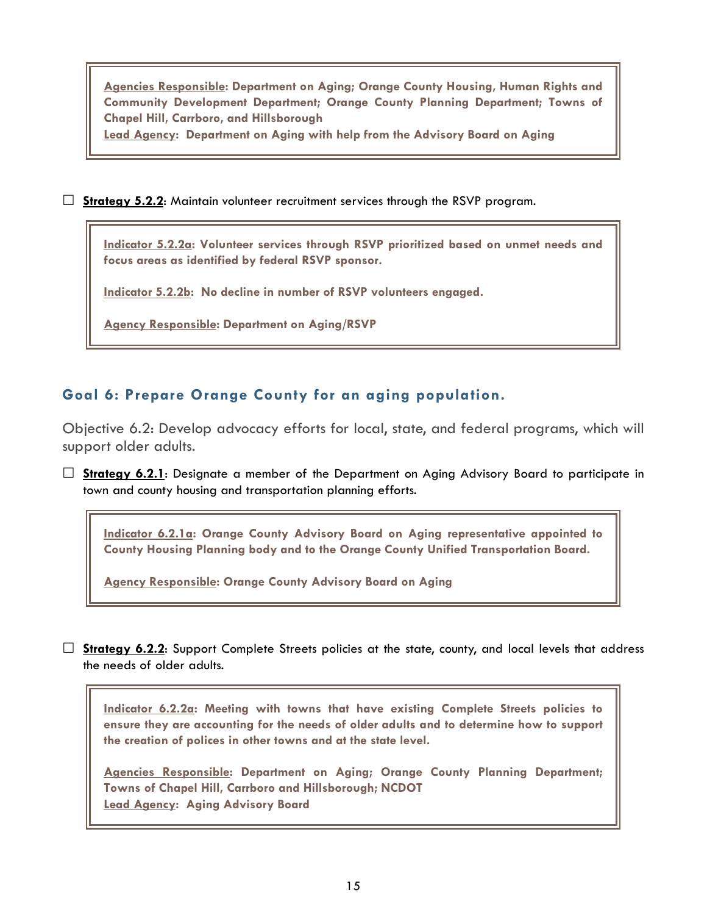**Agencies Responsible: Department on Aging; Orange County Housing, Human Rights and Community Development Department; Orange County Planning Department; Towns of Chapel Hill, Carrboro, and Hillsborough**
**Lead Agency: Department on Aging with help from the Advisory Board on Aging**

☐ **Strategy 5.2.2**: Maintain volunteer recruitment services through the RSVP program.

**Indicator 5.2.2a: Volunteer services through RSVP prioritized based on unmet needs and focus areas as identified by federal RSVP sponsor.**

**Indicator 5.2.2b: No decline in number of RSVP volunteers engaged.**

**Agency Responsible: Department on Aging/RSVP**

## Goal 6: Prepare Orange County for an aging population.

Objective 6.2: Develop advocacy efforts for local, state, and federal programs, which will support older adults.

☐ **Strategy 6.2.1**: Designate a member of the Department on Aging Advisory Board to participate in town and county housing and transportation planning efforts.

**Indicator 6.2.1a: Orange County Advisory Board on Aging representative appointed to County Housing Planning body and to the Orange County Unified Transportation Board.**

**Agency Responsible: Orange County Advisory Board on Aging**

☐ **Strategy 6.2.2**: Support Complete Streets policies at the state, county, and local levels that address the needs of older adults.

**Indicator 6.2.2a: Meeting with towns that have existing Complete Streets policies to ensure they are accounting for the needs of older adults and to determine how to support the creation of polices in other towns and at the state level.**

**Agencies Responsible: Department on Aging; Orange County Planning Department; Towns of Chapel Hill, Carrboro and Hillsborough; NCDOT**
**Lead Agency: Aging Advisory Board**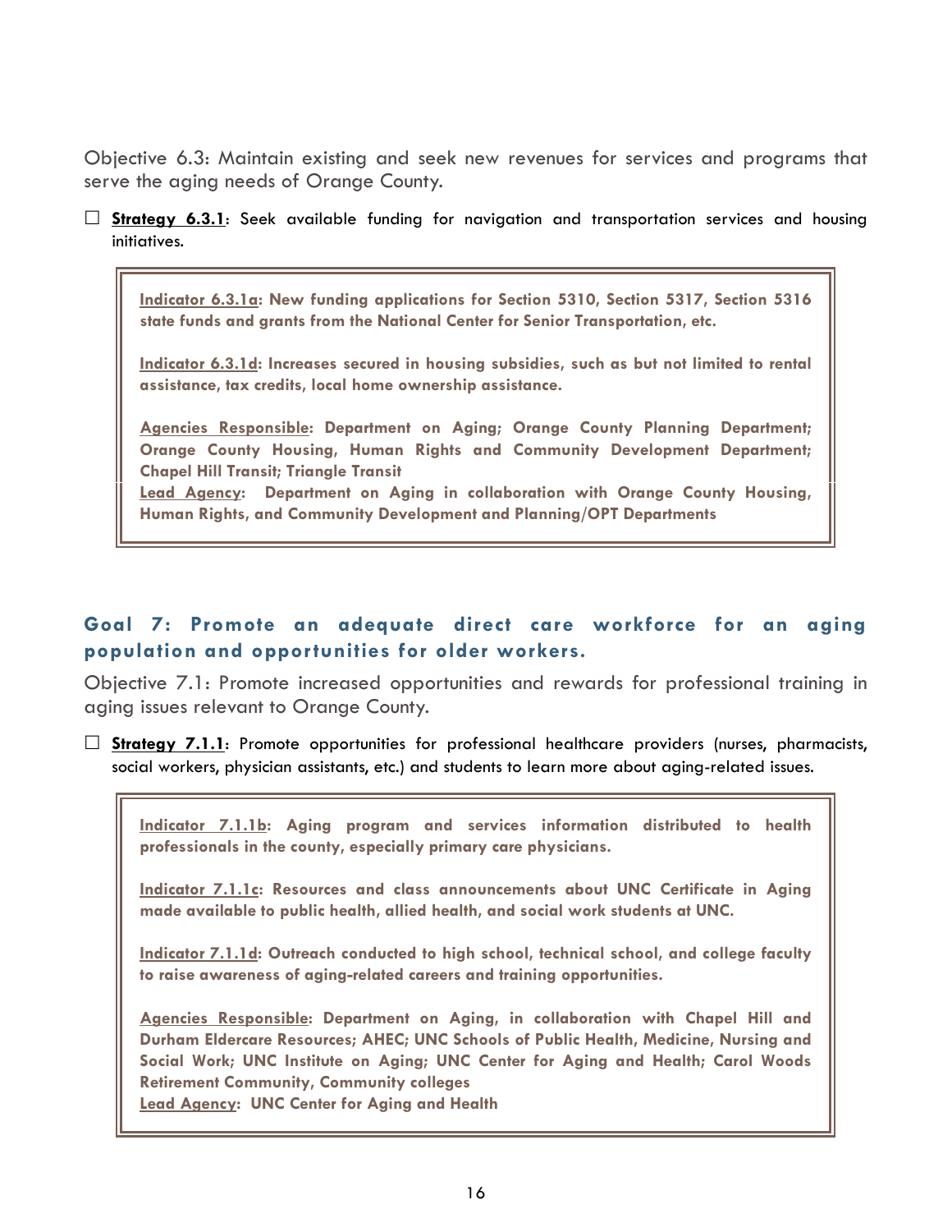Objective 6.3: Maintain existing and seek new revenues for services and programs that serve the aging needs of Orange County.

☐ **Strategy 6.3.1**: Seek available funding for navigation and transportation services and housing initiatives.

> **Indicator 6.3.1a: New funding applications for Section 5310, Section 5317, Section 5316 state funds and grants from the National Center for Senior Transportation, etc.**
>
> **Indicator 6.3.1d: Increases secured in housing subsidies, such as but not limited to rental assistance, tax credits, local home ownership assistance.**
>
> **Agencies Responsible: Department on Aging; Orange County Planning Department; Orange County Housing, Human Rights and Community Development Department; Chapel Hill Transit; Triangle Transit**
> **Lead Agency: Department on Aging in collaboration with Orange County Housing, Human Rights, and Community Development and Planning/OPT Departments**

## Goal 7: Promote an adequate direct care workforce for an aging population and opportunities for older workers.

Objective 7.1: Promote increased opportunities and rewards for professional training in aging issues relevant to Orange County.

☐ **Strategy 7.1.1**: Promote opportunities for professional healthcare providers (nurses, pharmacists, social workers, physician assistants, etc.) and students to learn more about aging-related issues.

> **Indicator 7.1.1b: Aging program and services information distributed to health professionals in the county, especially primary care physicians.**
>
> **Indicator 7.1.1c: Resources and class announcements about UNC Certificate in Aging made available to public health, allied health, and social work students at UNC.**
>
> **Indicator 7.1.1d: Outreach conducted to high school, technical school, and college faculty to raise awareness of aging-related careers and training opportunities.**
>
> **Agencies Responsible: Department on Aging, in collaboration with Chapel Hill and Durham Eldercare Resources; AHEC; UNC Schools of Public Health, Medicine, Nursing and Social Work; UNC Institute on Aging; UNC Center for Aging and Health; Carol Woods Retirement Community, Community colleges**
> **Lead Agency: UNC Center for Aging and Health**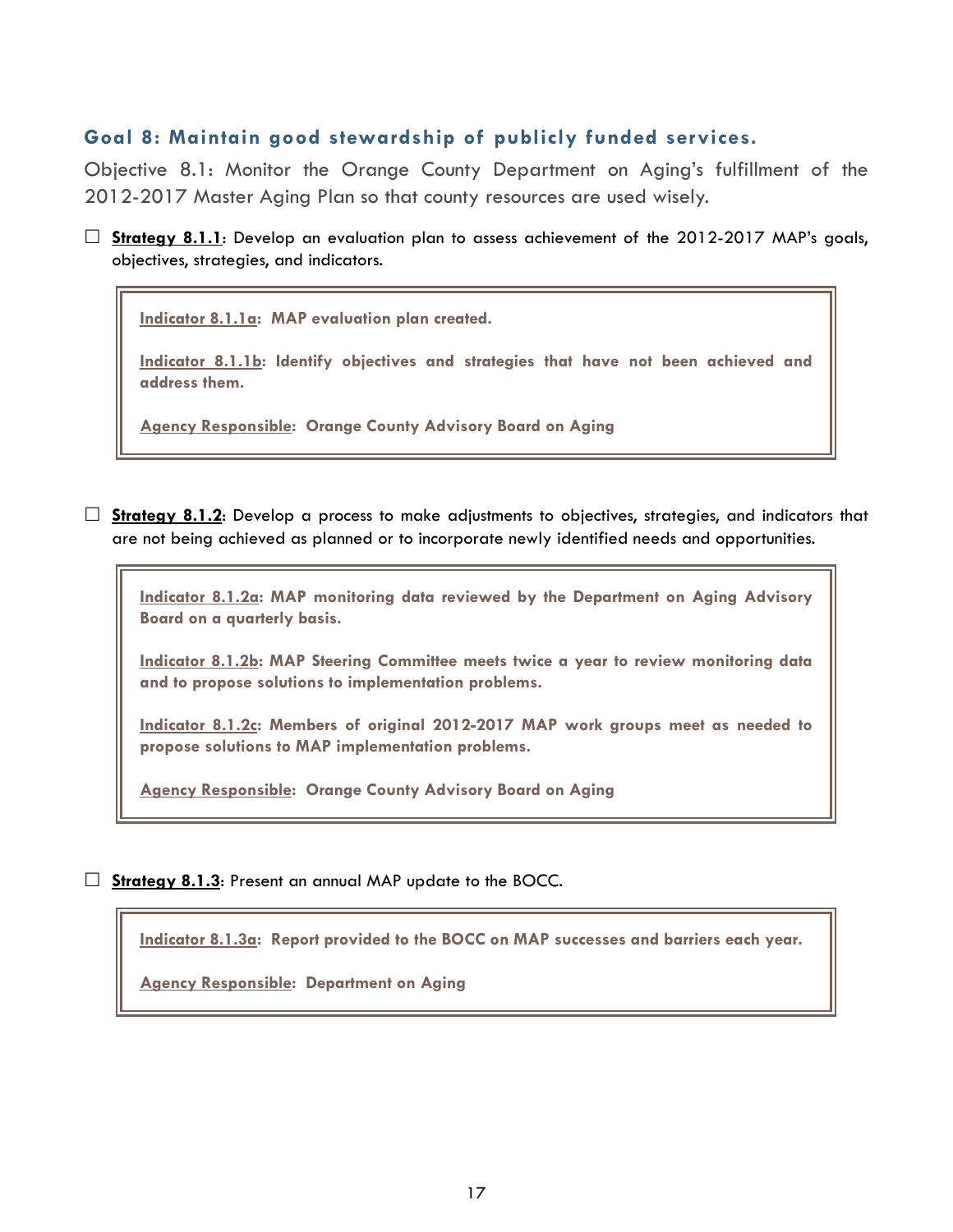## Goal 8: Maintain good stewardship of publicly funded services.

Objective 8.1: Monitor the Orange County Department on Aging's fulfillment of the 2012-2017 Master Aging Plan so that county resources are used wisely.

☐ **Strategy 8.1.1**: Develop an evaluation plan to assess achievement of the 2012-2017 MAP's goals, objectives, strategies, and indicators.

> **Indicator 8.1.1a: MAP evaluation plan created.**
>
> **Indicator 8.1.1b: Identify objectives and strategies that have not been achieved and address them.**
>
> **Agency Responsible: Orange County Advisory Board on Aging**

☐ **Strategy 8.1.2**: Develop a process to make adjustments to objectives, strategies, and indicators that are not being achieved as planned or to incorporate newly identified needs and opportunities.

> **Indicator 8.1.2a: MAP monitoring data reviewed by the Department on Aging Advisory Board on a quarterly basis.**
>
> **Indicator 8.1.2b: MAP Steering Committee meets twice a year to review monitoring data and to propose solutions to implementation problems.**
>
> **Indicator 8.1.2c: Members of original 2012-2017 MAP work groups meet as needed to propose solutions to MAP implementation problems.**
>
> **Agency Responsible: Orange County Advisory Board on Aging**

☐ **Strategy 8.1.3**: Present an annual MAP update to the BOCC.

> **Indicator 8.1.3a: Report provided to the BOCC on MAP successes and barriers each year.**
>
> **Agency Responsible: Department on Aging**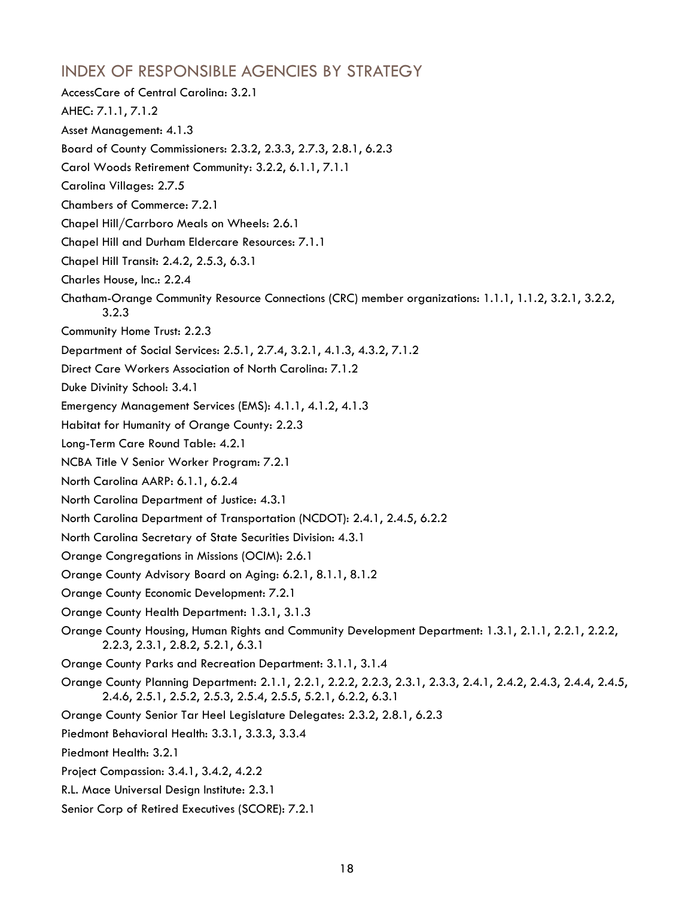## INDEX OF RESPONSIBLE AGENCIES BY STRATEGY

AccessCare of Central Carolina: 3.2.1

AHEC: 7.1.1, 7.1.2

Asset Management: 4.1.3

Board of County Commissioners: 2.3.2, 2.3.3, 2.7.3, 2.8.1, 6.2.3

Carol Woods Retirement Community: 3.2.2, 6.1.1, 7.1.1

Carolina Villages: 2.7.5

Chambers of Commerce: 7.2.1

Chapel Hill/Carrboro Meals on Wheels: 2.6.1

Chapel Hill and Durham Eldercare Resources: 7.1.1

Chapel Hill Transit: 2.4.2, 2.5.3, 6.3.1

Charles House, Inc.: 2.2.4

Chatham-Orange Community Resource Connections (CRC) member organizations: 1.1.1, 1.1.2, 3.2.1, 3.2.2, 3.2.3

Community Home Trust: 2.2.3

Department of Social Services: 2.5.1, 2.7.4, 3.2.1, 4.1.3, 4.3.2, 7.1.2

Direct Care Workers Association of North Carolina: 7.1.2

Duke Divinity School: 3.4.1

Emergency Management Services (EMS): 4.1.1, 4.1.2, 4.1.3

Habitat for Humanity of Orange County: 2.2.3

Long-Term Care Round Table: 4.2.1

NCBA Title V Senior Worker Program: 7.2.1

North Carolina AARP: 6.1.1, 6.2.4

North Carolina Department of Justice: 4.3.1

North Carolina Department of Transportation (NCDOT): 2.4.1, 2.4.5, 6.2.2

North Carolina Secretary of State Securities Division: 4.3.1

Orange Congregations in Missions (OCIM): 2.6.1

Orange County Advisory Board on Aging: 6.2.1, 8.1.1, 8.1.2

Orange County Economic Development: 7.2.1

Orange County Health Department: 1.3.1, 3.1.3

Orange County Housing, Human Rights and Community Development Department: 1.3.1, 2.1.1, 2.2.1, 2.2.2, 2.2.3, 2.3.1, 2.8.2, 5.2.1, 6.3.1

Orange County Parks and Recreation Department: 3.1.1, 3.1.4

Orange County Planning Department: 2.1.1, 2.2.1, 2.2.2, 2.2.3, 2.3.1, 2.3.3, 2.4.1, 2.4.2, 2.4.3, 2.4.4, 2.4.5, 2.4.6, 2.5.1, 2.5.2, 2.5.3, 2.5.4, 2.5.5, 5.2.1, 6.2.2, 6.3.1

Orange County Senior Tar Heel Legislature Delegates: 2.3.2, 2.8.1, 6.2.3

Piedmont Behavioral Health: 3.3.1, 3.3.3, 3.3.4

Piedmont Health: 3.2.1

Project Compassion: 3.4.1, 3.4.2, 4.2.2

R.L. Mace Universal Design Institute: 2.3.1

Senior Corp of Retired Executives (SCORE): 7.2.1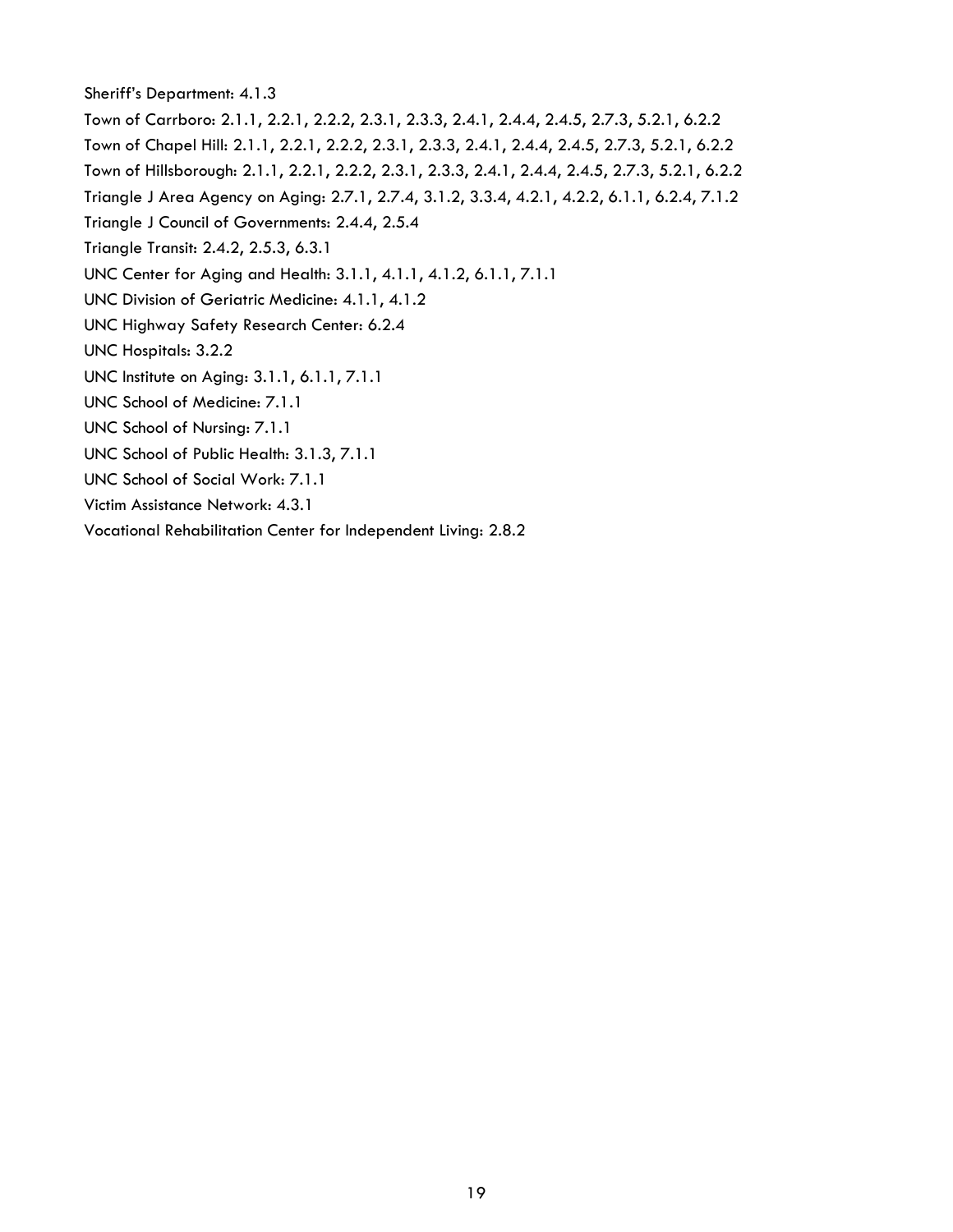Sheriff's Department: 4.1.3

Town of Carrboro: 2.1.1, 2.2.1, 2.2.2, 2.3.1, 2.3.3, 2.4.1, 2.4.4, 2.4.5, 2.7.3, 5.2.1, 6.2.2

Town of Chapel Hill: 2.1.1, 2.2.1, 2.2.2, 2.3.1, 2.3.3, 2.4.1, 2.4.4, 2.4.5, 2.7.3, 5.2.1, 6.2.2

Town of Hillsborough: 2.1.1, 2.2.1, 2.2.2, 2.3.1, 2.3.3, 2.4.1, 2.4.4, 2.4.5, 2.7.3, 5.2.1, 6.2.2

Triangle J Area Agency on Aging: 2.7.1, 2.7.4, 3.1.2, 3.3.4, 4.2.1, 4.2.2, 6.1.1, 6.2.4, 7.1.2

Triangle J Council of Governments: 2.4.4, 2.5.4

Triangle Transit: 2.4.2, 2.5.3, 6.3.1

UNC Center for Aging and Health: 3.1.1, 4.1.1, 4.1.2, 6.1.1, 7.1.1

UNC Division of Geriatric Medicine: 4.1.1, 4.1.2

UNC Highway Safety Research Center: 6.2.4

UNC Hospitals: 3.2.2

UNC Institute on Aging: 3.1.1, 6.1.1, 7.1.1

UNC School of Medicine: 7.1.1

UNC School of Nursing: 7.1.1

UNC School of Public Health: 3.1.3, 7.1.1

UNC School of Social Work: 7.1.1

Victim Assistance Network: 4.3.1

Vocational Rehabilitation Center for Independent Living: 2.8.2